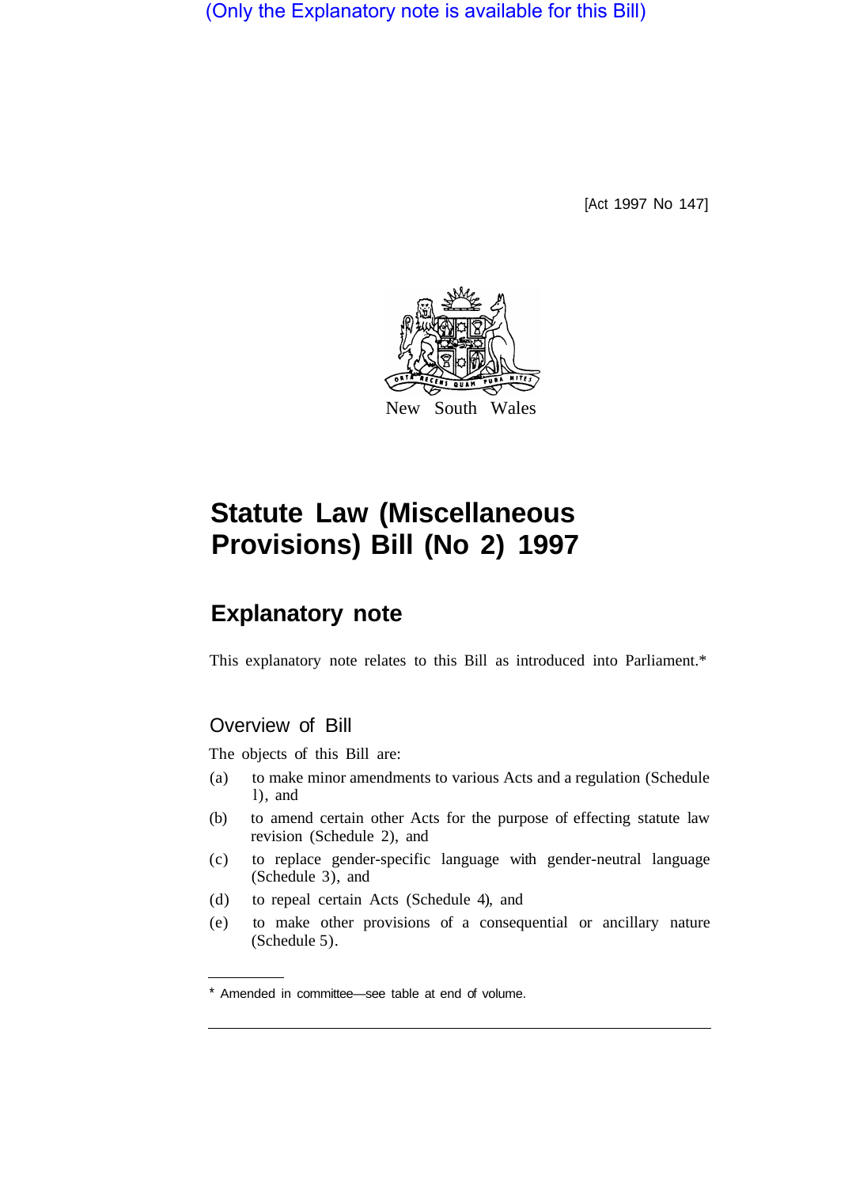(Only the Explanatory note is available for this Bill)

[Act 1997 No 147]

New South Wales

# Statute Law (Miscellaneous Provisions) Bill (No 2) 1997

## Explanatory note

This explanatory note relates to this Bill as introduced into Parliament.*

### Overview of Bill

The objects of this Bill are:

(a) to make minor amendments to various Acts and a regulation (Schedule 1), and

(b) to amend certain other Acts for the purpose of effecting statute law revision (Schedule 2), and

(c) to replace gender-specific language with gender-neutral language (Schedule 3), and

(d) to repeal certain Acts (Schedule 4), and

(e) to make other provisions of a consequential or ancillary nature (Schedule 5).

---

* Amended in committee—see table at end of volume.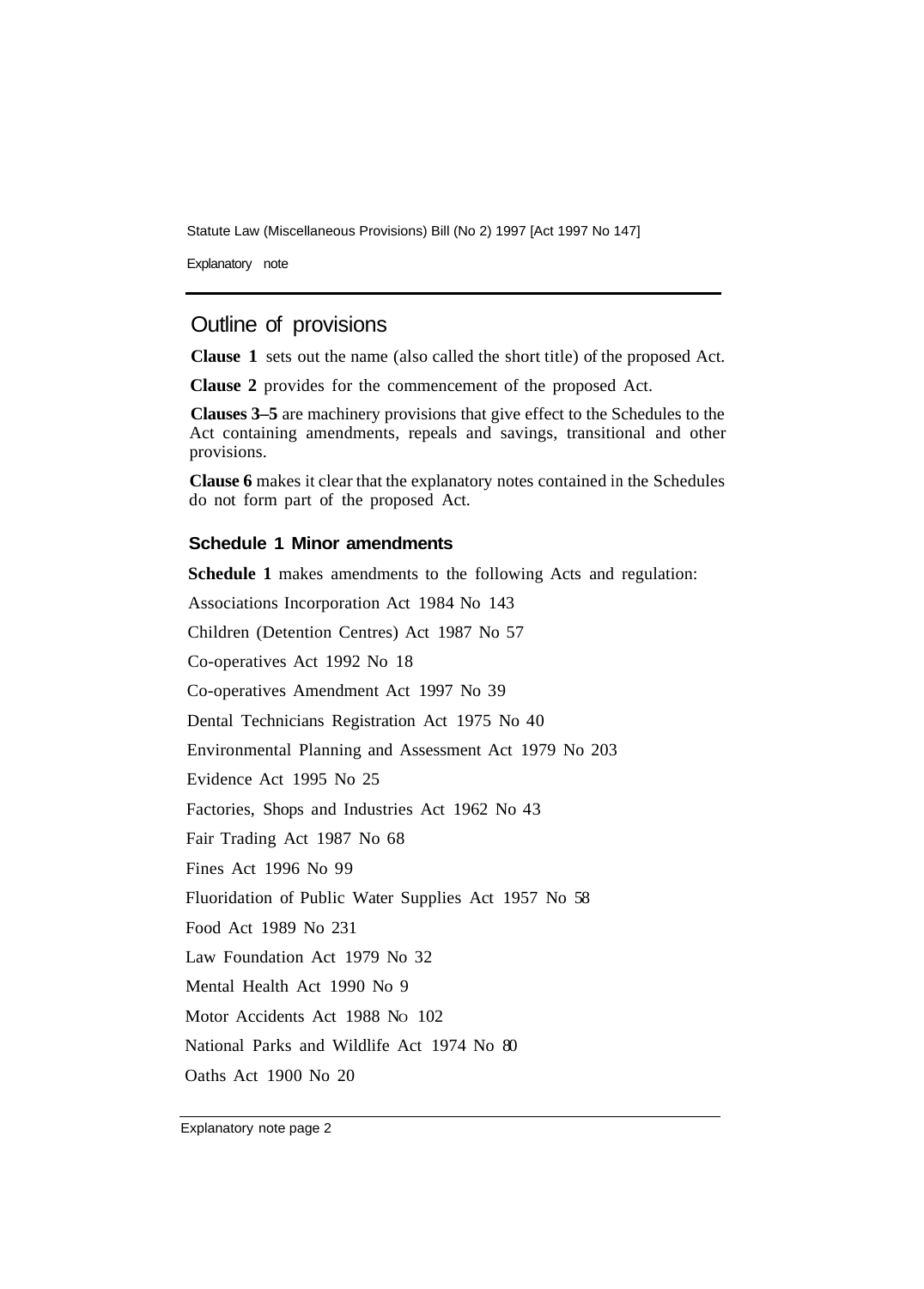## Outline of provisions

**Clause 1** sets out the name (also called the short title) of the proposed Act.

**Clause 2** provides for the commencement of the proposed Act.

**Clauses 3–5** are machinery provisions that give effect to the Schedules to the Act containing amendments, repeals and savings, transitional and other provisions.

**Clause 6** makes it clear that the explanatory notes contained in the Schedules do not form part of the proposed Act.

### Schedule 1 Minor amendments

**Schedule 1** makes amendments to the following Acts and regulation:

Associations Incorporation Act 1984 No 143

Children (Detention Centres) Act 1987 No 57

Co-operatives Act 1992 No 18

Co-operatives Amendment Act 1997 No 39

Dental Technicians Registration Act 1975 No 40

Environmental Planning and Assessment Act 1979 No 203

Evidence Act 1995 No 25

Factories, Shops and Industries Act 1962 No 43

Fair Trading Act 1987 No 68

Fines Act 1996 No 99

Fluoridation of Public Water Supplies Act 1957 No 58

Food Act 1989 No 231

Law Foundation Act 1979 No 32

Mental Health Act 1990 No 9

Motor Accidents Act 1988 No 102

National Parks and Wildlife Act 1974 No 80

Oaths Act 1900 No 20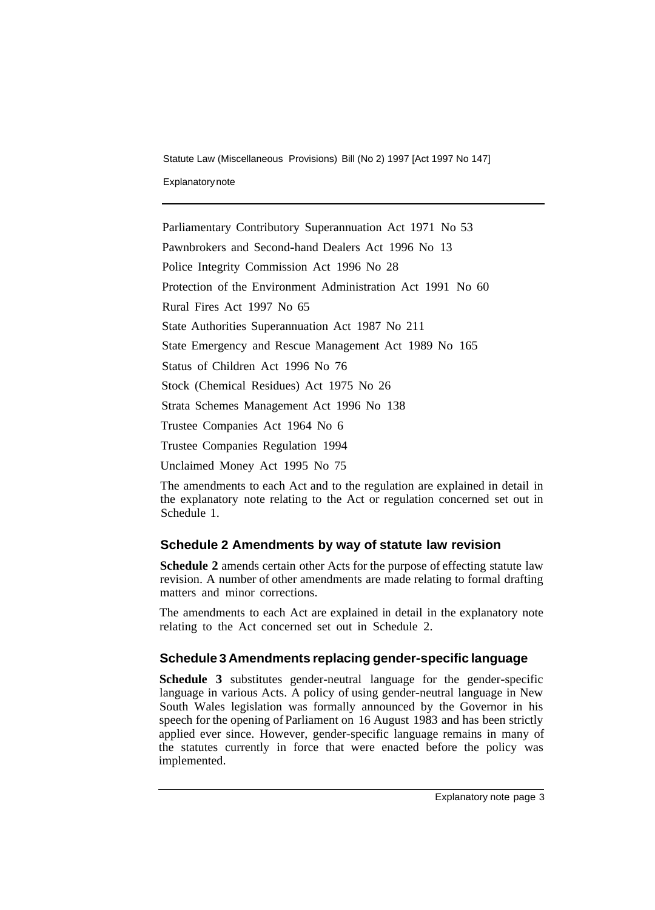Parliamentary Contributory Superannuation Act 1971 No 53

Pawnbrokers and Second-hand Dealers Act 1996 No 13

Police Integrity Commission Act 1996 No 28

Protection of the Environment Administration Act 1991 No 60

Rural Fires Act 1997 No 65

State Authorities Superannuation Act 1987 No 211

State Emergency and Rescue Management Act 1989 No 165

Status of Children Act 1996 No 76

Stock (Chemical Residues) Act 1975 No 26

Strata Schemes Management Act 1996 No 138

Trustee Companies Act 1964 No 6

Trustee Companies Regulation 1994

Unclaimed Money Act 1995 No 75

The amendments to each Act and to the regulation are explained in detail in the explanatory note relating to the Act or regulation concerned set out in Schedule 1.

### Schedule 2 Amendments by way of statute law revision

**Schedule 2** amends certain other Acts for the purpose of effecting statute law revision. A number of other amendments are made relating to formal drafting matters and minor corrections.

The amendments to each Act are explained in detail in the explanatory note relating to the Act concerned set out in Schedule 2.

### Schedule 3 Amendments replacing gender-specific language

**Schedule 3** substitutes gender-neutral language for the gender-specific language in various Acts. A policy of using gender-neutral language in New South Wales legislation was formally announced by the Governor in his speech for the opening of Parliament on 16 August 1983 and has been strictly applied ever since. However, gender-specific language remains in many of the statutes currently in force that were enacted before the policy was implemented.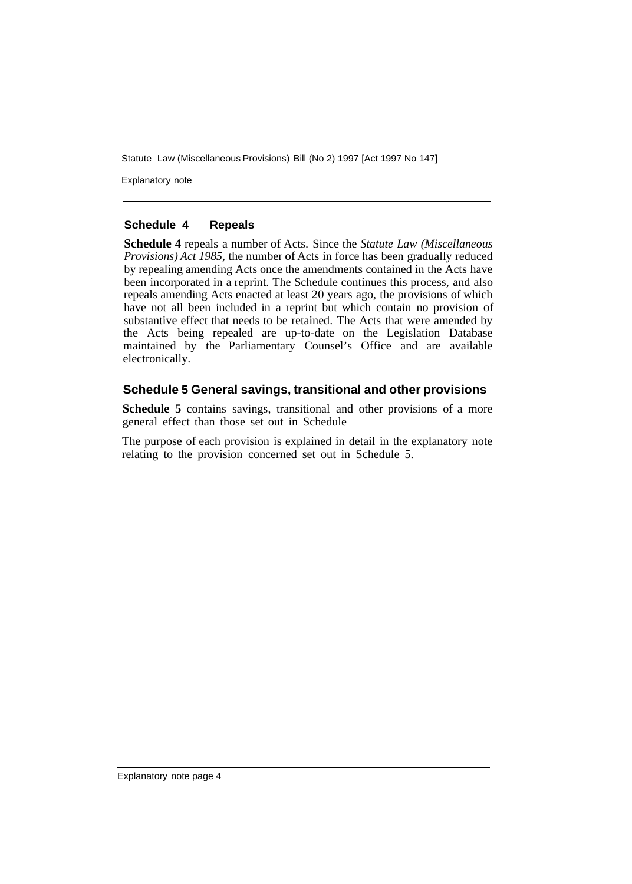## Schedule 4 Repeals

**Schedule 4** repeals a number of Acts. Since the *Statute Law (Miscellaneous Provisions) Act 1985*, the number of Acts in force has been gradually reduced by repealing amending Acts once the amendments contained in the Acts have been incorporated in a reprint. The Schedule continues this process, and also repeals amending Acts enacted at least 20 years ago, the provisions of which have not all been included in a reprint but which contain no provision of substantive effect that needs to be retained. The Acts that were amended by the Acts being repealed are up-to-date on the Legislation Database maintained by the Parliamentary Counsel's Office and are available electronically.

## Schedule 5 General savings, transitional and other provisions

**Schedule 5** contains savings, transitional and other provisions of a more general effect than those set out in Schedule

The purpose of each provision is explained in detail in the explanatory note relating to the provision concerned set out in Schedule 5.